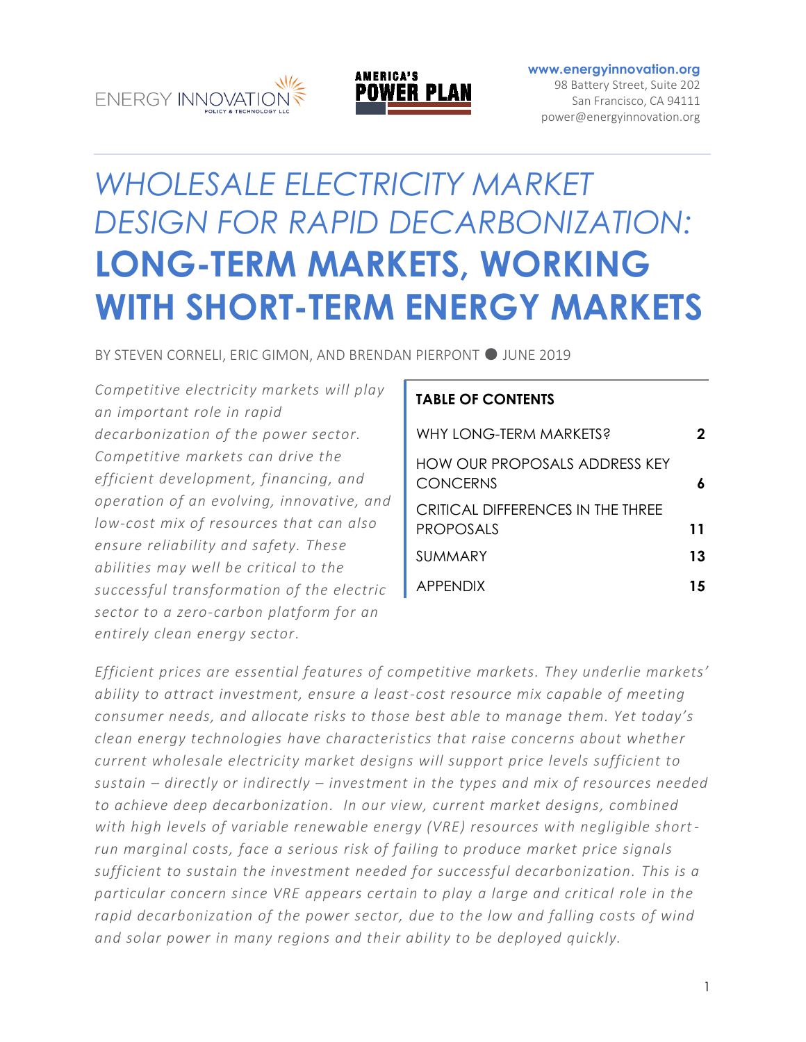ENERGY INNOVATION POLICY & TECHNOLOGY LLC

AMERICA'S POWER PLAN

www.energyinnovation.org
98 Battery Street, Suite 202
San Francisco, CA 94111
power@energyinnovation.org

# *WHOLESALE ELECTRICITY MARKET DESIGN FOR RAPID DECARBONIZATION:* **LONG-TERM MARKETS, WORKING WITH SHORT-TERM ENERGY MARKETS**

BY STEVEN CORNELI, ERIC GIMON, AND BRENDAN PIERPONT ● JUNE 2019

*Competitive electricity markets will play an important role in rapid decarbonization of the power sector. Competitive markets can drive the efficient development, financing, and operation of an evolving, innovative, and low-cost mix of resources that can also ensure reliability and safety. These abilities may well be critical to the successful transformation of the electric sector to a zero-carbon platform for an entirely clean energy sector.*

**TABLE OF CONTENTS**

| | |
|---|---|
| WHY LONG-TERM MARKETS? | 2 |
| HOW OUR PROPOSALS ADDRESS KEY CONCERNS | 6 |
| CRITICAL DIFFERENCES IN THE THREE PROPOSALS | 11 |
| SUMMARY | 13 |
| APPENDIX | 15 |

*Efficient prices are essential features of competitive markets. They underlie markets' ability to attract investment, ensure a least-cost resource mix capable of meeting consumer needs, and allocate risks to those best able to manage them. Yet today's clean energy technologies have characteristics that raise concerns about whether current wholesale electricity market designs will support price levels sufficient to sustain – directly or indirectly – investment in the types and mix of resources needed to achieve deep decarbonization. In our view, current market designs, combined with high levels of variable renewable energy (VRE) resources with negligible short-run marginal costs, face a serious risk of failing to produce market price signals sufficient to sustain the investment needed for successful decarbonization. This is a particular concern since VRE appears certain to play a large and critical role in the rapid decarbonization of the power sector, due to the low and falling costs of wind and solar power in many regions and their ability to be deployed quickly.*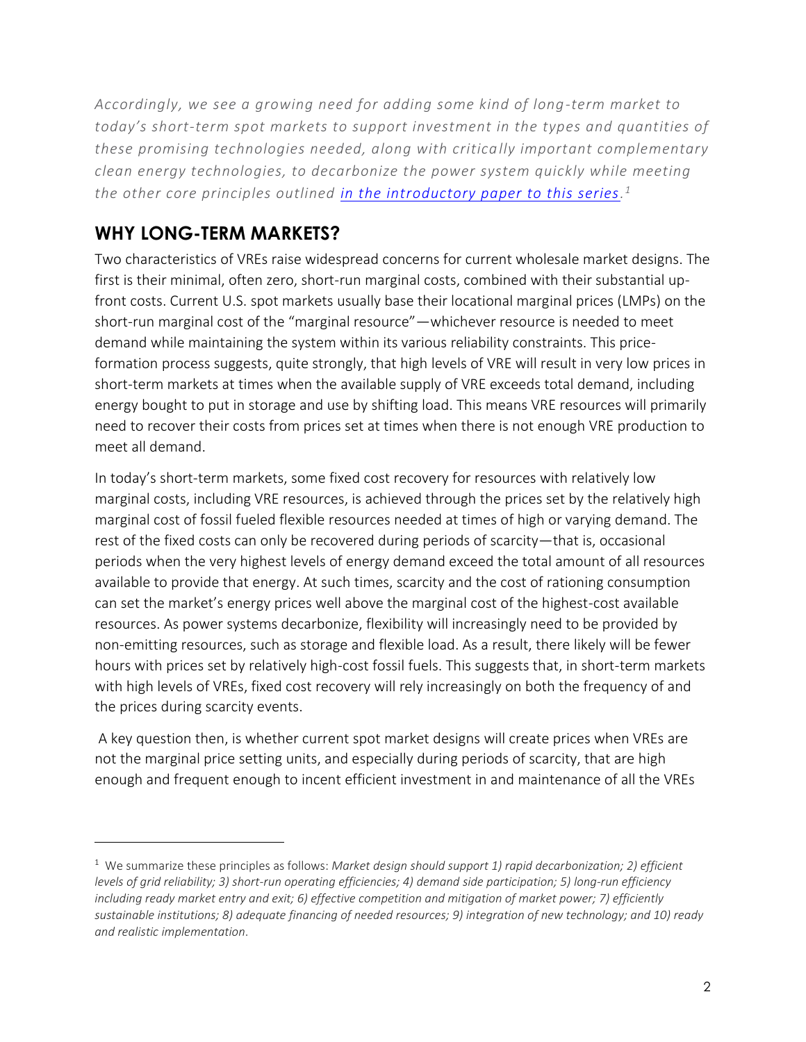*Accordingly, we see a growing need for adding some kind of long-term market to today's short-term spot markets to support investment in the types and quantities of these promising technologies needed, along with critically important complementary clean energy technologies, to decarbonize the power system quickly while meeting the other core principles outlined [in the introductory paper to this series](). [1]*

## WHY LONG-TERM MARKETS?

Two characteristics of VREs raise widespread concerns for current wholesale market designs. The first is their minimal, often zero, short-run marginal costs, combined with their substantial up-front costs. Current U.S. spot markets usually base their locational marginal prices (LMPs) on the short-run marginal cost of the "marginal resource"—whichever resource is needed to meet demand while maintaining the system within its various reliability constraints. This price-formation process suggests, quite strongly, that high levels of VRE will result in very low prices in short-term markets at times when the available supply of VRE exceeds total demand, including energy bought to put in storage and use by shifting load. This means VRE resources will primarily need to recover their costs from prices set at times when there is not enough VRE production to meet all demand.

In today's short-term markets, some fixed cost recovery for resources with relatively low marginal costs, including VRE resources, is achieved through the prices set by the relatively high marginal cost of fossil fueled flexible resources needed at times of high or varying demand. The rest of the fixed costs can only be recovered during periods of scarcity—that is, occasional periods when the very highest levels of energy demand exceed the total amount of all resources available to provide that energy. At such times, scarcity and the cost of rationing consumption can set the market's energy prices well above the marginal cost of the highest-cost available resources. As power systems decarbonize, flexibility will increasingly need to be provided by non-emitting resources, such as storage and flexible load. As a result, there likely will be fewer hours with prices set by relatively high-cost fossil fuels. This suggests that, in short-term markets with high levels of VREs, fixed cost recovery will rely increasingly on both the frequency of and the prices during scarcity events.

A key question then, is whether current spot market designs will create prices when VREs are not the marginal price setting units, and especially during periods of scarcity, that are high enough and frequent enough to incent efficient investment in and maintenance of all the VREs

---

[1] We summarize these principles as follows: *Market design should support 1) rapid decarbonization; 2) efficient levels of grid reliability; 3) short-run operating efficiencies; 4) demand side participation; 5) long-run efficiency including ready market entry and exit; 6) effective competition and mitigation of market power; 7) efficiently sustainable institutions; 8) adequate financing of needed resources; 9) integration of new technology; and 10) ready and realistic implementation*.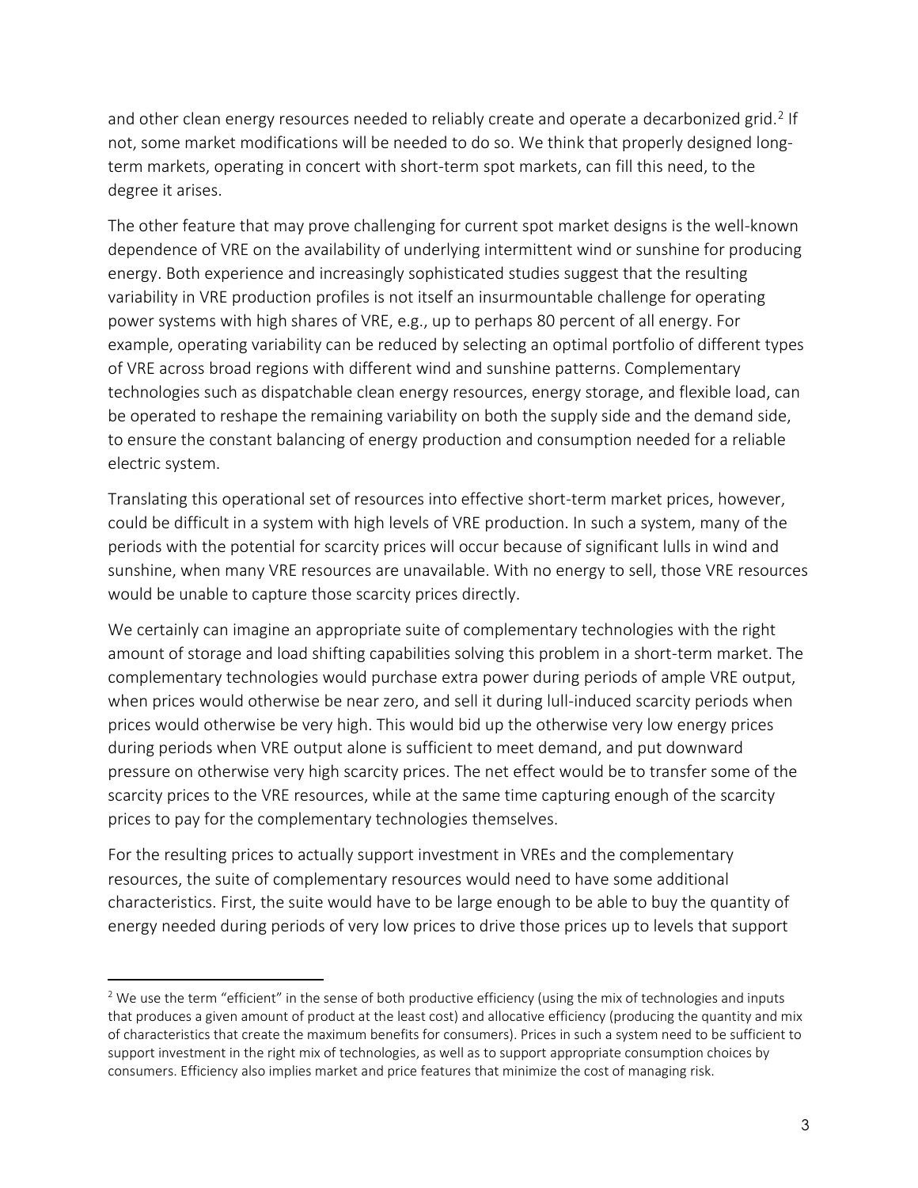and other clean energy resources needed to reliably create and operate a decarbonized grid.[2] If not, some market modifications will be needed to do so. We think that properly designed long-term markets, operating in concert with short-term spot markets, can fill this need, to the degree it arises.

The other feature that may prove challenging for current spot market designs is the well-known dependence of VRE on the availability of underlying intermittent wind or sunshine for producing energy. Both experience and increasingly sophisticated studies suggest that the resulting variability in VRE production profiles is not itself an insurmountable challenge for operating power systems with high shares of VRE, e.g., up to perhaps 80 percent of all energy. For example, operating variability can be reduced by selecting an optimal portfolio of different types of VRE across broad regions with different wind and sunshine patterns. Complementary technologies such as dispatchable clean energy resources, energy storage, and flexible load, can be operated to reshape the remaining variability on both the supply side and the demand side, to ensure the constant balancing of energy production and consumption needed for a reliable electric system.

Translating this operational set of resources into effective short-term market prices, however, could be difficult in a system with high levels of VRE production. In such a system, many of the periods with the potential for scarcity prices will occur because of significant lulls in wind and sunshine, when many VRE resources are unavailable. With no energy to sell, those VRE resources would be unable to capture those scarcity prices directly.

We certainly can imagine an appropriate suite of complementary technologies with the right amount of storage and load shifting capabilities solving this problem in a short-term market. The complementary technologies would purchase extra power during periods of ample VRE output, when prices would otherwise be near zero, and sell it during lull-induced scarcity periods when prices would otherwise be very high. This would bid up the otherwise very low energy prices during periods when VRE output alone is sufficient to meet demand, and put downward pressure on otherwise very high scarcity prices. The net effect would be to transfer some of the scarcity prices to the VRE resources, while at the same time capturing enough of the scarcity prices to pay for the complementary technologies themselves.

For the resulting prices to actually support investment in VREs and the complementary resources, the suite of complementary resources would need to have some additional characteristics. First, the suite would have to be large enough to be able to buy the quantity of energy needed during periods of very low prices to drive those prices up to levels that support

[2] We use the term "efficient" in the sense of both productive efficiency (using the mix of technologies and inputs that produces a given amount of product at the least cost) and allocative efficiency (producing the quantity and mix of characteristics that create the maximum benefits for consumers). Prices in such a system need to be sufficient to support investment in the right mix of technologies, as well as to support appropriate consumption choices by consumers. Efficiency also implies market and price features that minimize the cost of managing risk.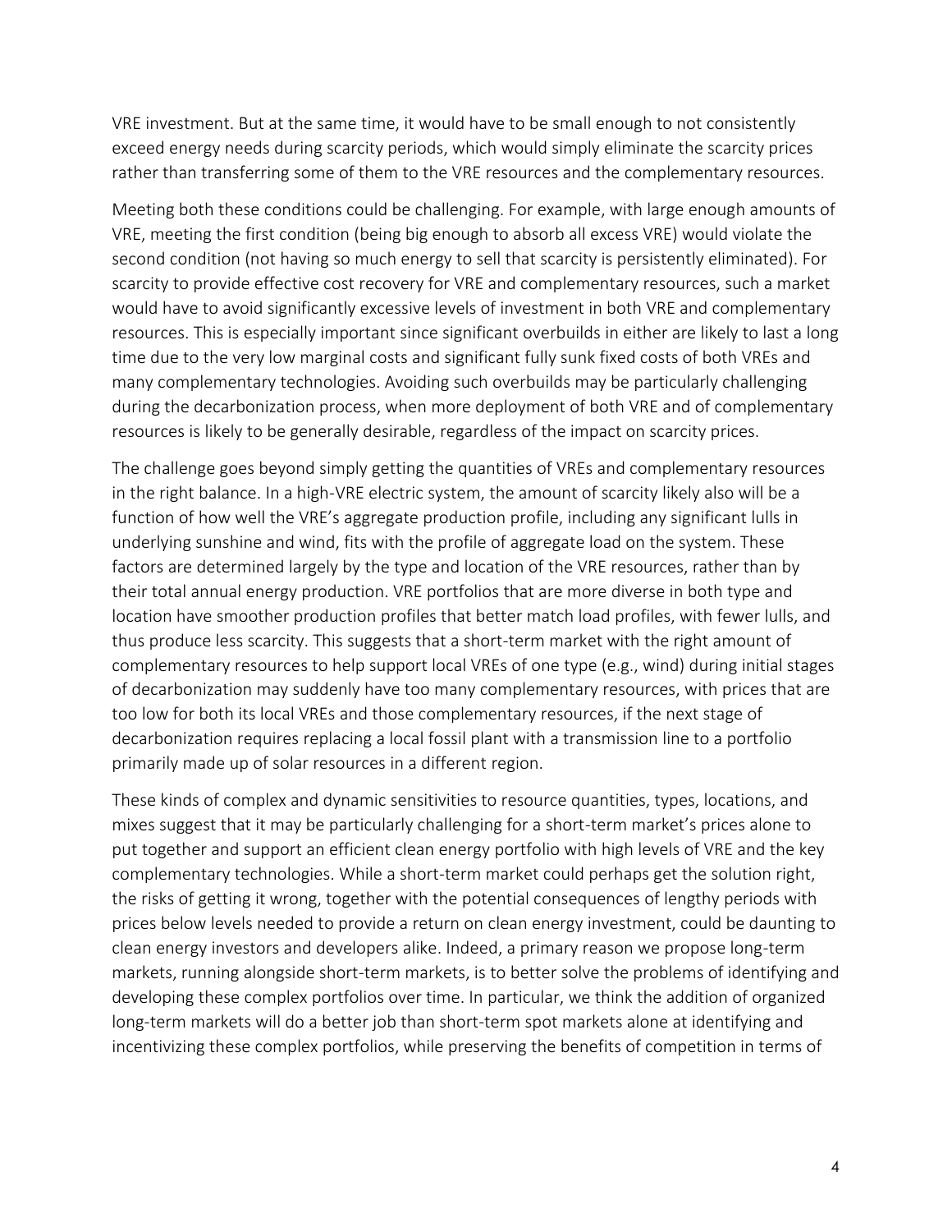VRE investment. But at the same time, it would have to be small enough to not consistently exceed energy needs during scarcity periods, which would simply eliminate the scarcity prices rather than transferring some of them to the VRE resources and the complementary resources.

Meeting both these conditions could be challenging. For example, with large enough amounts of VRE, meeting the first condition (being big enough to absorb all excess VRE) would violate the second condition (not having so much energy to sell that scarcity is persistently eliminated). For scarcity to provide effective cost recovery for VRE and complementary resources, such a market would have to avoid significantly excessive levels of investment in both VRE and complementary resources. This is especially important since significant overbuilds in either are likely to last a long time due to the very low marginal costs and significant fully sunk fixed costs of both VREs and many complementary technologies. Avoiding such overbuilds may be particularly challenging during the decarbonization process, when more deployment of both VRE and of complementary resources is likely to be generally desirable, regardless of the impact on scarcity prices.

The challenge goes beyond simply getting the quantities of VREs and complementary resources in the right balance. In a high-VRE electric system, the amount of scarcity likely also will be a function of how well the VRE's aggregate production profile, including any significant lulls in underlying sunshine and wind, fits with the profile of aggregate load on the system. These factors are determined largely by the type and location of the VRE resources, rather than by their total annual energy production. VRE portfolios that are more diverse in both type and location have smoother production profiles that better match load profiles, with fewer lulls, and thus produce less scarcity. This suggests that a short-term market with the right amount of complementary resources to help support local VREs of one type (e.g., wind) during initial stages of decarbonization may suddenly have too many complementary resources, with prices that are too low for both its local VREs and those complementary resources, if the next stage of decarbonization requires replacing a local fossil plant with a transmission line to a portfolio primarily made up of solar resources in a different region.

These kinds of complex and dynamic sensitivities to resource quantities, types, locations, and mixes suggest that it may be particularly challenging for a short-term market's prices alone to put together and support an efficient clean energy portfolio with high levels of VRE and the key complementary technologies. While a short-term market could perhaps get the solution right, the risks of getting it wrong, together with the potential consequences of lengthy periods with prices below levels needed to provide a return on clean energy investment, could be daunting to clean energy investors and developers alike. Indeed, a primary reason we propose long-term markets, running alongside short-term markets, is to better solve the problems of identifying and developing these complex portfolios over time. In particular, we think the addition of organized long-term markets will do a better job than short-term spot markets alone at identifying and incentivizing these complex portfolios, while preserving the benefits of competition in terms of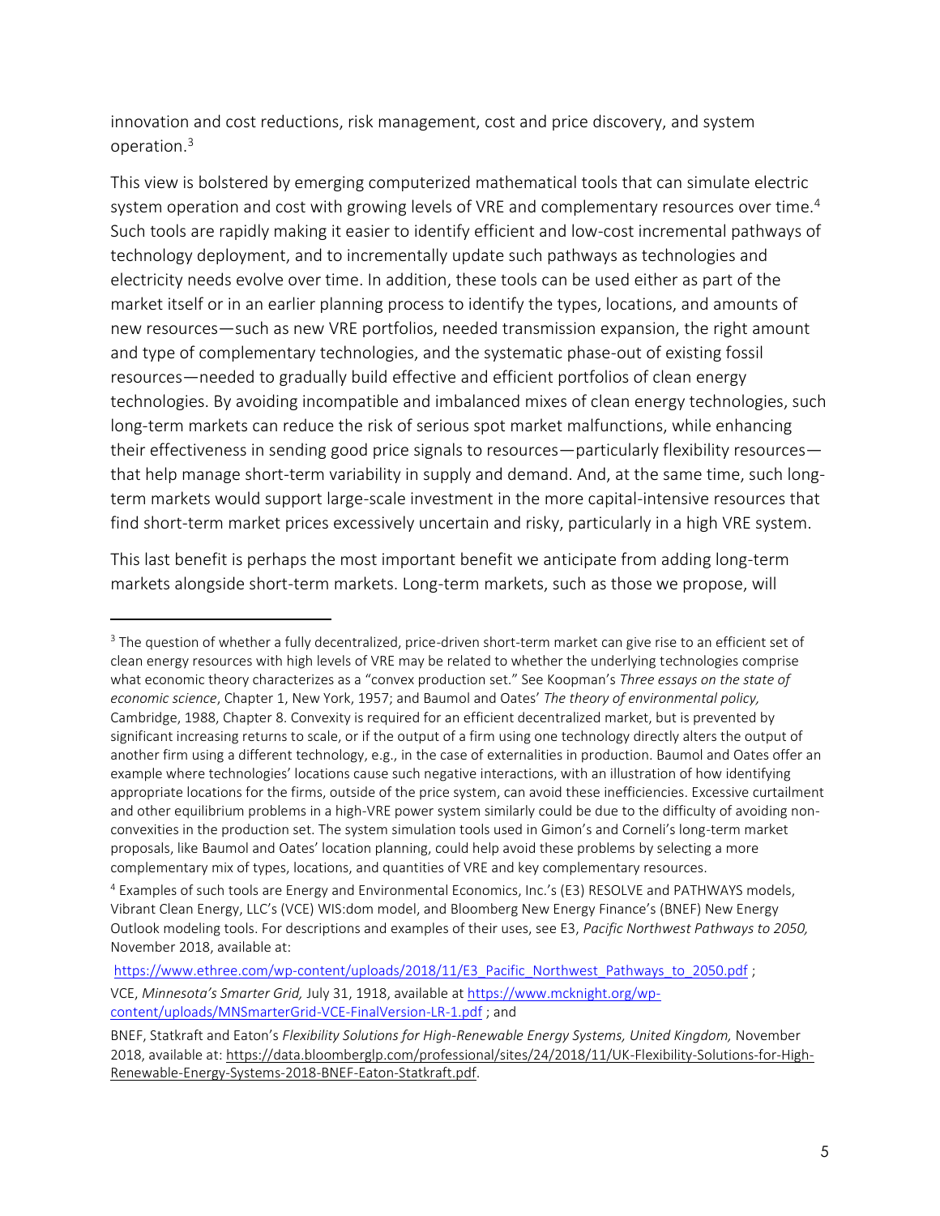innovation and cost reductions, risk management, cost and price discovery, and system operation.[3]

This view is bolstered by emerging computerized mathematical tools that can simulate electric system operation and cost with growing levels of VRE and complementary resources over time.[4] Such tools are rapidly making it easier to identify efficient and low-cost incremental pathways of technology deployment, and to incrementally update such pathways as technologies and electricity needs evolve over time. In addition, these tools can be used either as part of the market itself or in an earlier planning process to identify the types, locations, and amounts of new resources—such as new VRE portfolios, needed transmission expansion, the right amount and type of complementary technologies, and the systematic phase-out of existing fossil resources—needed to gradually build effective and efficient portfolios of clean energy technologies. By avoiding incompatible and imbalanced mixes of clean energy technologies, such long-term markets can reduce the risk of serious spot market malfunctions, while enhancing their effectiveness in sending good price signals to resources—particularly flexibility resources—that help manage short-term variability in supply and demand. And, at the same time, such long-term markets would support large-scale investment in the more capital-intensive resources that find short-term market prices excessively uncertain and risky, particularly in a high VRE system.

This last benefit is perhaps the most important benefit we anticipate from adding long-term markets alongside short-term markets. Long-term markets, such as those we propose, will

---

[3] The question of whether a fully decentralized, price-driven short-term market can give rise to an efficient set of clean energy resources with high levels of VRE may be related to whether the underlying technologies comprise what economic theory characterizes as a "convex production set." See Koopman's *Three essays on the state of economic science*, Chapter 1, New York, 1957; and Baumol and Oates' *The theory of environmental policy,* Cambridge, 1988, Chapter 8. Convexity is required for an efficient decentralized market, but is prevented by significant increasing returns to scale, or if the output of a firm using one technology directly alters the output of another firm using a different technology, e.g., in the case of externalities in production. Baumol and Oates offer an example where technologies' locations cause such negative interactions, with an illustration of how identifying appropriate locations for the firms, outside of the price system, can avoid these inefficiencies. Excessive curtailment and other equilibrium problems in a high-VRE power system similarly could be due to the difficulty of avoiding non-convexities in the production set. The system simulation tools used in Gimon's and Corneli's long-term market proposals, like Baumol and Oates' location planning, could help avoid these problems by selecting a more complementary mix of types, locations, and quantities of VRE and key complementary resources.

[4] Examples of such tools are Energy and Environmental Economics, Inc.'s (E3) RESOLVE and PATHWAYS models, Vibrant Clean Energy, LLC's (VCE) WIS:dom model, and Bloomberg New Energy Finance's (BNEF) New Energy Outlook modeling tools. For descriptions and examples of their uses, see E3, *Pacific Northwest Pathways to 2050,* November 2018, available at:

https://www.ethree.com/wp-content/uploads/2018/11/E3_Pacific_Northwest_Pathways_to_2050.pdf ;

VCE, *Minnesota's Smarter Grid,* July 31, 1918, available at https://www.mcknight.org/wp-content/uploads/MNSmarterGrid-VCE-FinalVersion-LR-1.pdf ; and

BNEF, Statkraft and Eaton's *Flexibility Solutions for High-Renewable Energy Systems, United Kingdom,* November 2018, available at: https://data.bloomberglp.com/professional/sites/24/2018/11/UK-Flexibility-Solutions-for-High-Renewable-Energy-Systems-2018-BNEF-Eaton-Statkraft.pdf.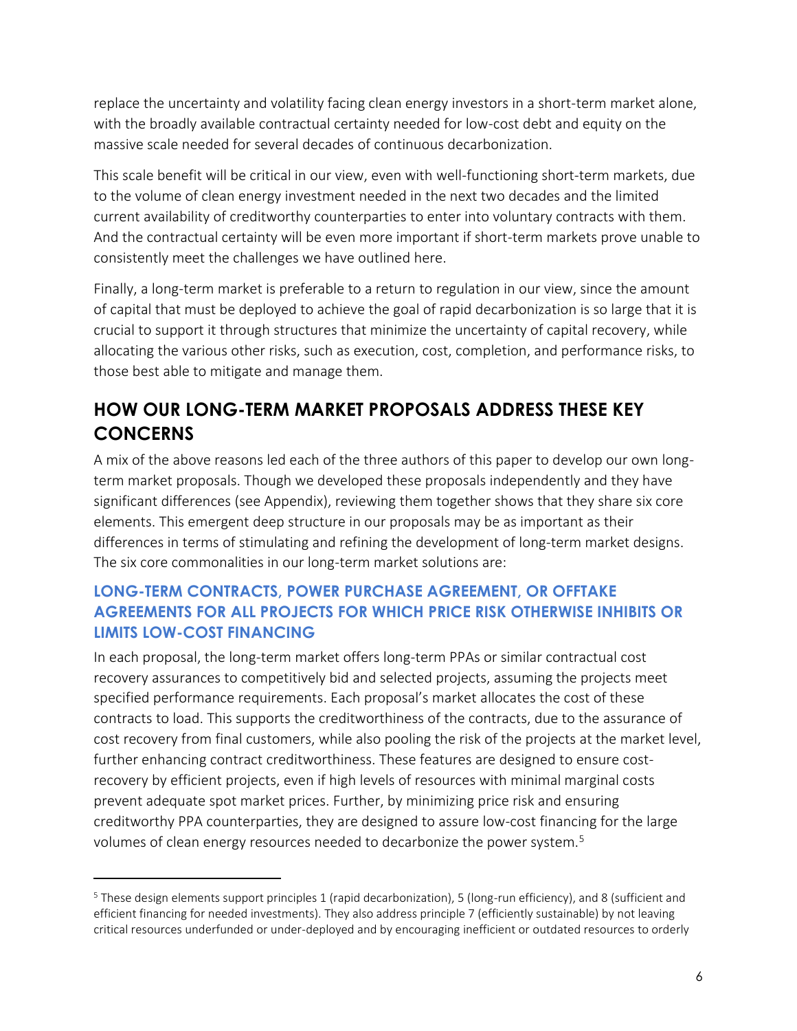replace the uncertainty and volatility facing clean energy investors in a short-term market alone, with the broadly available contractual certainty needed for low-cost debt and equity on the massive scale needed for several decades of continuous decarbonization.

This scale benefit will be critical in our view, even with well-functioning short-term markets, due to the volume of clean energy investment needed in the next two decades and the limited current availability of creditworthy counterparties to enter into voluntary contracts with them. And the contractual certainty will be even more important if short-term markets prove unable to consistently meet the challenges we have outlined here.

Finally, a long-term market is preferable to a return to regulation in our view, since the amount of capital that must be deployed to achieve the goal of rapid decarbonization is so large that it is crucial to support it through structures that minimize the uncertainty of capital recovery, while allocating the various other risks, such as execution, cost, completion, and performance risks, to those best able to mitigate and manage them.

## HOW OUR LONG-TERM MARKET PROPOSALS ADDRESS THESE KEY CONCERNS

A mix of the above reasons led each of the three authors of this paper to develop our own long-term market proposals. Though we developed these proposals independently and they have significant differences (see Appendix), reviewing them together shows that they share six core elements. This emergent deep structure in our proposals may be as important as their differences in terms of stimulating and refining the development of long-term market designs. The six core commonalities in our long-term market solutions are:

### LONG-TERM CONTRACTS, POWER PURCHASE AGREEMENT, OR OFFTAKE AGREEMENTS FOR ALL PROJECTS FOR WHICH PRICE RISK OTHERWISE INHIBITS OR LIMITS LOW-COST FINANCING

In each proposal, the long-term market offers long-term PPAs or similar contractual cost recovery assurances to competitively bid and selected projects, assuming the projects meet specified performance requirements. Each proposal's market allocates the cost of these contracts to load. This supports the creditworthiness of the contracts, due to the assurance of cost recovery from final customers, while also pooling the risk of the projects at the market level, further enhancing contract creditworthiness. These features are designed to ensure cost-recovery by efficient projects, even if high levels of resources with minimal marginal costs prevent adequate spot market prices. Further, by minimizing price risk and ensuring creditworthy PPA counterparties, they are designed to assure low-cost financing for the large volumes of clean energy resources needed to decarbonize the power system.[5]

[5] These design elements support principles 1 (rapid decarbonization), 5 (long-run efficiency), and 8 (sufficient and efficient financing for needed investments). They also address principle 7 (efficiently sustainable) by not leaving critical resources underfunded or under-deployed and by encouraging inefficient or outdated resources to orderly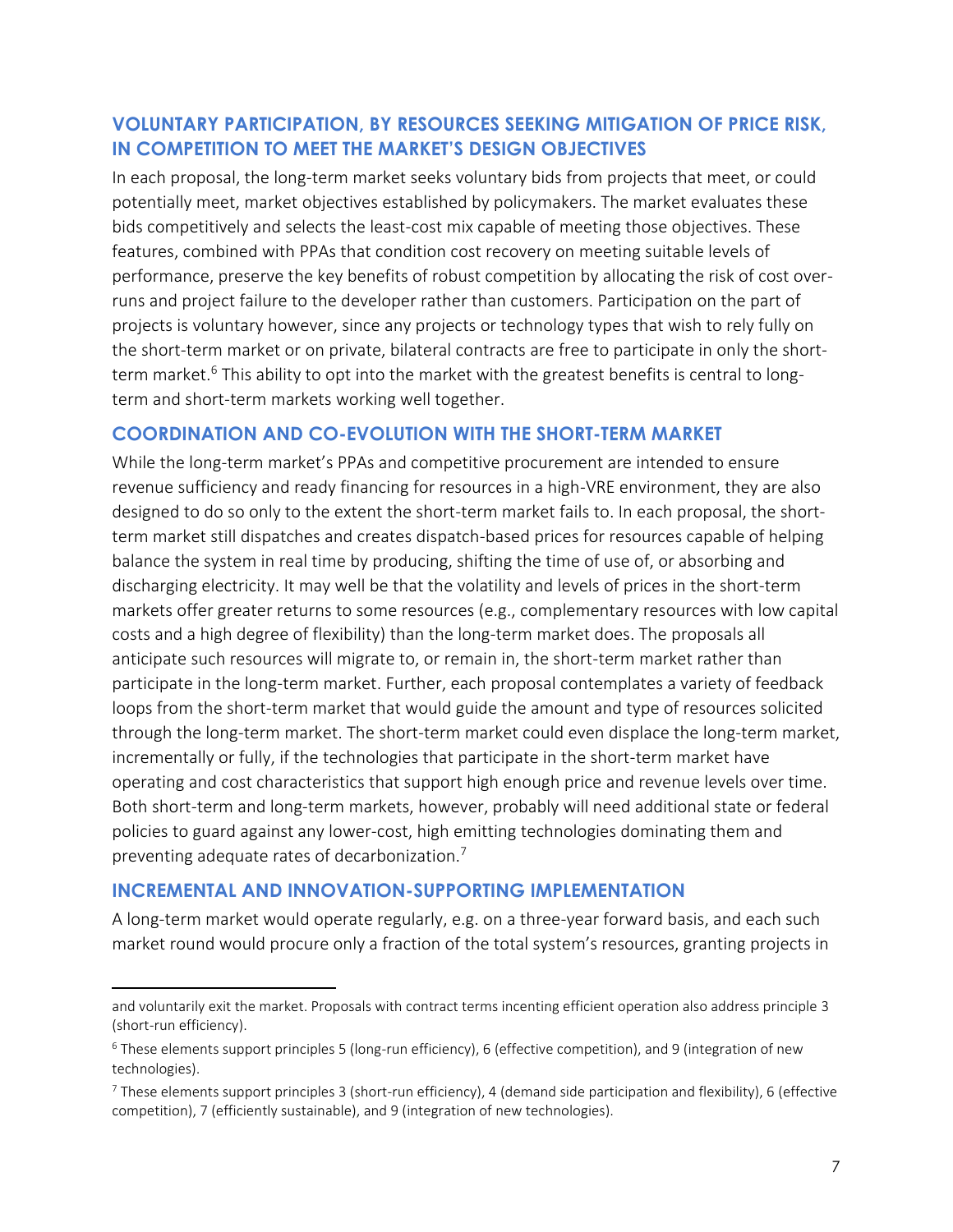### VOLUNTARY PARTICIPATION, BY RESOURCES SEEKING MITIGATION OF PRICE RISK, IN COMPETITION TO MEET THE MARKET'S DESIGN OBJECTIVES

In each proposal, the long-term market seeks voluntary bids from projects that meet, or could potentially meet, market objectives established by policymakers. The market evaluates these bids competitively and selects the least-cost mix capable of meeting those objectives. These features, combined with PPAs that condition cost recovery on meeting suitable levels of performance, preserve the key benefits of robust competition by allocating the risk of cost over-runs and project failure to the developer rather than customers. Participation on the part of projects is voluntary however, since any projects or technology types that wish to rely fully on the short-term market or on private, bilateral contracts are free to participate in only the short-term market.[6] This ability to opt into the market with the greatest benefits is central to long-term and short-term markets working well together.

### COORDINATION AND CO-EVOLUTION WITH THE SHORT-TERM MARKET

While the long-term market's PPAs and competitive procurement are intended to ensure revenue sufficiency and ready financing for resources in a high-VRE environment, they are also designed to do so only to the extent the short-term market fails to. In each proposal, the short-term market still dispatches and creates dispatch-based prices for resources capable of helping balance the system in real time by producing, shifting the time of use of, or absorbing and discharging electricity. It may well be that the volatility and levels of prices in the short-term markets offer greater returns to some resources (e.g., complementary resources with low capital costs and a high degree of flexibility) than the long-term market does. The proposals all anticipate such resources will migrate to, or remain in, the short-term market rather than participate in the long-term market. Further, each proposal contemplates a variety of feedback loops from the short-term market that would guide the amount and type of resources solicited through the long-term market. The short-term market could even displace the long-term market, incrementally or fully, if the technologies that participate in the short-term market have operating and cost characteristics that support high enough price and revenue levels over time. Both short-term and long-term markets, however, probably will need additional state or federal policies to guard against any lower-cost, high emitting technologies dominating them and preventing adequate rates of decarbonization.[7]

### INCREMENTAL AND INNOVATION-SUPPORTING IMPLEMENTATION

A long-term market would operate regularly, e.g. on a three-year forward basis, and each such market round would procure only a fraction of the total system's resources, granting projects in

---

and voluntarily exit the market. Proposals with contract terms incenting efficient operation also address principle 3 (short-run efficiency).

[6] These elements support principles 5 (long-run efficiency), 6 (effective competition), and 9 (integration of new technologies).

[7] These elements support principles 3 (short-run efficiency), 4 (demand side participation and flexibility), 6 (effective competition), 7 (efficiently sustainable), and 9 (integration of new technologies).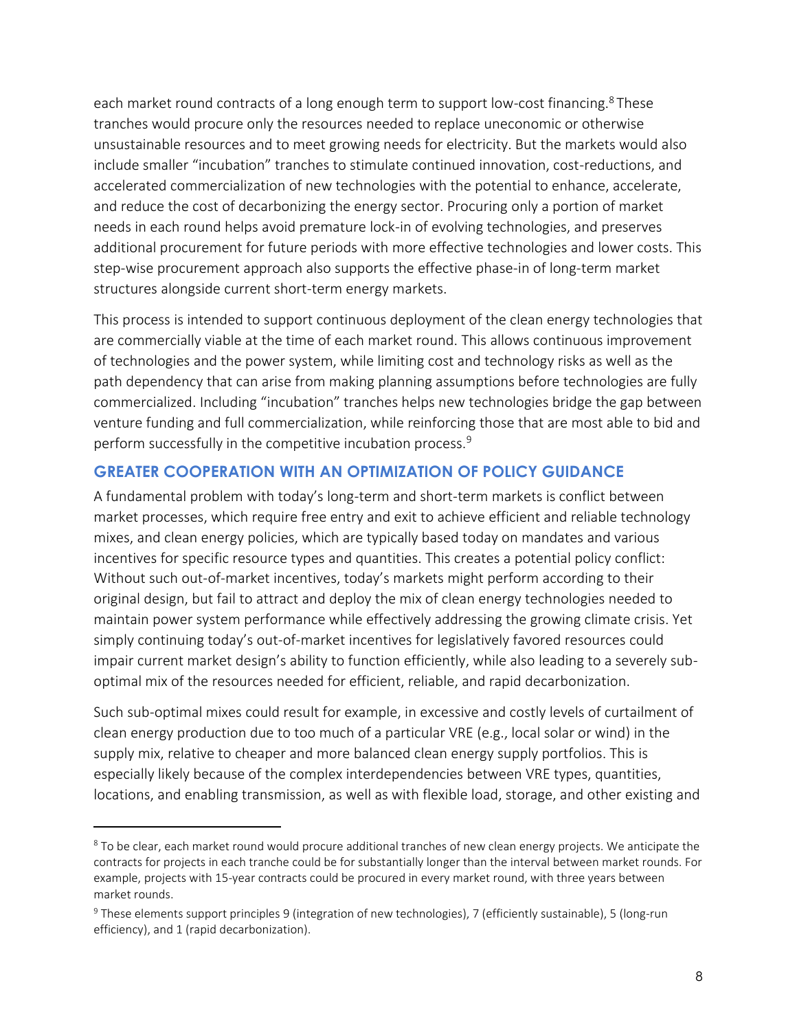each market round contracts of a long enough term to support low-cost financing.[8] These tranches would procure only the resources needed to replace uneconomic or otherwise unsustainable resources and to meet growing needs for electricity. But the markets would also include smaller "incubation" tranches to stimulate continued innovation, cost-reductions, and accelerated commercialization of new technologies with the potential to enhance, accelerate, and reduce the cost of decarbonizing the energy sector. Procuring only a portion of market needs in each round helps avoid premature lock-in of evolving technologies, and preserves additional procurement for future periods with more effective technologies and lower costs. This step-wise procurement approach also supports the effective phase-in of long-term market structures alongside current short-term energy markets.

This process is intended to support continuous deployment of the clean energy technologies that are commercially viable at the time of each market round. This allows continuous improvement of technologies and the power system, while limiting cost and technology risks as well as the path dependency that can arise from making planning assumptions before technologies are fully commercialized. Including "incubation" tranches helps new technologies bridge the gap between venture funding and full commercialization, while reinforcing those that are most able to bid and perform successfully in the competitive incubation process.[9]

## GREATER COOPERATION WITH AN OPTIMIZATION OF POLICY GUIDANCE

A fundamental problem with today's long-term and short-term markets is conflict between market processes, which require free entry and exit to achieve efficient and reliable technology mixes, and clean energy policies, which are typically based today on mandates and various incentives for specific resource types and quantities. This creates a potential policy conflict: Without such out-of-market incentives, today's markets might perform according to their original design, but fail to attract and deploy the mix of clean energy technologies needed to maintain power system performance while effectively addressing the growing climate crisis. Yet simply continuing today's out-of-market incentives for legislatively favored resources could impair current market design's ability to function efficiently, while also leading to a severely sub-optimal mix of the resources needed for efficient, reliable, and rapid decarbonization.

Such sub-optimal mixes could result for example, in excessive and costly levels of curtailment of clean energy production due to too much of a particular VRE (e.g., local solar or wind) in the supply mix, relative to cheaper and more balanced clean energy supply portfolios. This is especially likely because of the complex interdependencies between VRE types, quantities, locations, and enabling transmission, as well as with flexible load, storage, and other existing and

---

[8] To be clear, each market round would procure additional tranches of new clean energy projects. We anticipate the contracts for projects in each tranche could be for substantially longer than the interval between market rounds. For example, projects with 15-year contracts could be procured in every market round, with three years between market rounds.

[9] These elements support principles 9 (integration of new technologies), 7 (efficiently sustainable), 5 (long-run efficiency), and 1 (rapid decarbonization).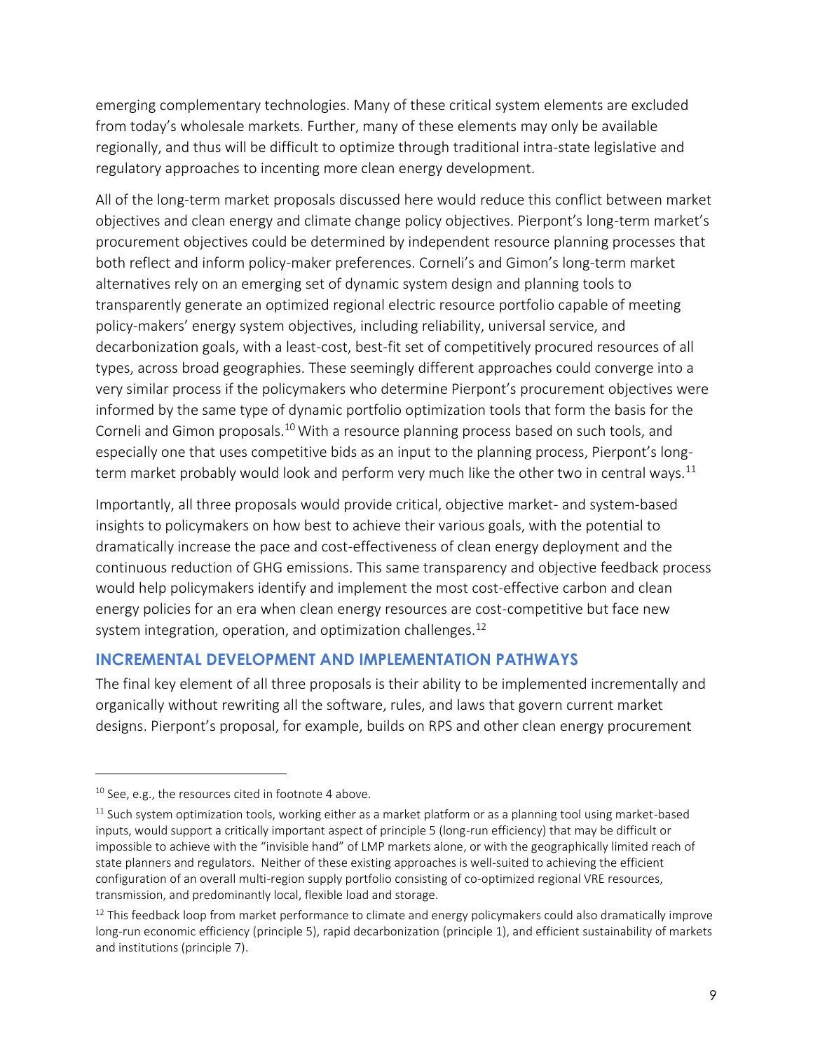emerging complementary technologies. Many of these critical system elements are excluded from today's wholesale markets. Further, many of these elements may only be available regionally, and thus will be difficult to optimize through traditional intra-state legislative and regulatory approaches to incenting more clean energy development.

All of the long-term market proposals discussed here would reduce this conflict between market objectives and clean energy and climate change policy objectives. Pierpont's long-term market's procurement objectives could be determined by independent resource planning processes that both reflect and inform policy-maker preferences. Corneli's and Gimon's long-term market alternatives rely on an emerging set of dynamic system design and planning tools to transparently generate an optimized regional electric resource portfolio capable of meeting policy-makers' energy system objectives, including reliability, universal service, and decarbonization goals, with a least-cost, best-fit set of competitively procured resources of all types, across broad geographies. These seemingly different approaches could converge into a very similar process if the policymakers who determine Pierpont's procurement objectives were informed by the same type of dynamic portfolio optimization tools that form the basis for the Corneli and Gimon proposals.[10] With a resource planning process based on such tools, and especially one that uses competitive bids as an input to the planning process, Pierpont's long-term market probably would look and perform very much like the other two in central ways.[11]

Importantly, all three proposals would provide critical, objective market- and system-based insights to policymakers on how best to achieve their various goals, with the potential to dramatically increase the pace and cost-effectiveness of clean energy deployment and the continuous reduction of GHG emissions. This same transparency and objective feedback process would help policymakers identify and implement the most cost-effective carbon and clean energy policies for an era when clean energy resources are cost-competitive but face new system integration, operation, and optimization challenges.[12]

## INCREMENTAL DEVELOPMENT AND IMPLEMENTATION PATHWAYS

The final key element of all three proposals is their ability to be implemented incrementally and organically without rewriting all the software, rules, and laws that govern current market designs. Pierpont's proposal, for example, builds on RPS and other clean energy procurement

---

[10] See, e.g., the resources cited in footnote 4 above.

[11] Such system optimization tools, working either as a market platform or as a planning tool using market-based inputs, would support a critically important aspect of principle 5 (long-run efficiency) that may be difficult or impossible to achieve with the "invisible hand" of LMP markets alone, or with the geographically limited reach of state planners and regulators. Neither of these existing approaches is well-suited to achieving the efficient configuration of an overall multi-region supply portfolio consisting of co-optimized regional VRE resources, transmission, and predominantly local, flexible load and storage.

[12] This feedback loop from market performance to climate and energy policymakers could also dramatically improve long-run economic efficiency (principle 5), rapid decarbonization (principle 1), and efficient sustainability of markets and institutions (principle 7).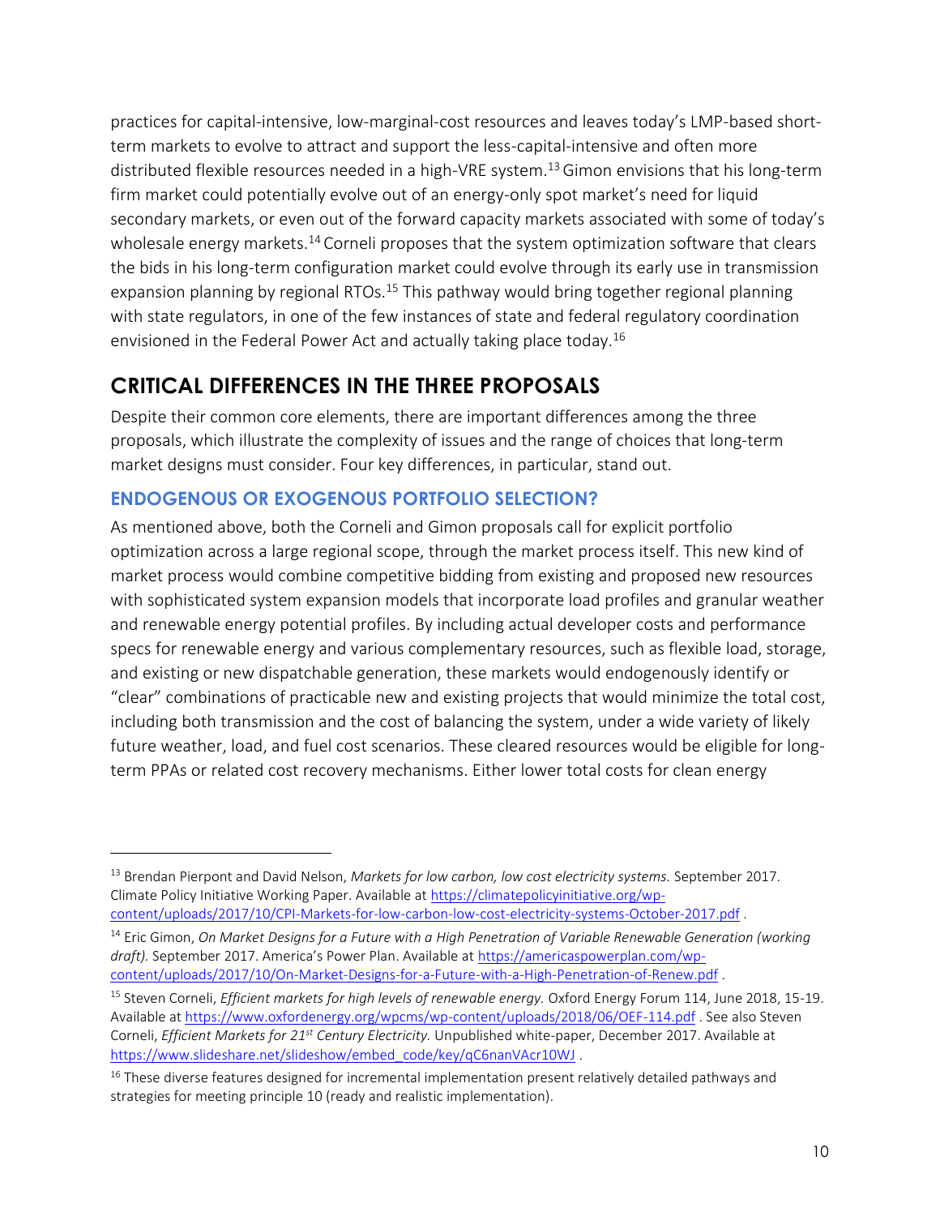practices for capital-intensive, low-marginal-cost resources and leaves today's LMP-based short-term markets to evolve to attract and support the less-capital-intensive and often more distributed flexible resources needed in a high-VRE system.[13] Gimon envisions that his long-term firm market could potentially evolve out of an energy-only spot market's need for liquid secondary markets, or even out of the forward capacity markets associated with some of today's wholesale energy markets.[14] Corneli proposes that the system optimization software that clears the bids in his long-term configuration market could evolve through its early use in transmission expansion planning by regional RTOs.[15] This pathway would bring together regional planning with state regulators, in one of the few instances of state and federal regulatory coordination envisioned in the Federal Power Act and actually taking place today.[16]

## CRITICAL DIFFERENCES IN THE THREE PROPOSALS

Despite their common core elements, there are important differences among the three proposals, which illustrate the complexity of issues and the range of choices that long-term market designs must consider. Four key differences, in particular, stand out.

### ENDOGENOUS OR EXOGENOUS PORTFOLIO SELECTION?

As mentioned above, both the Corneli and Gimon proposals call for explicit portfolio optimization across a large regional scope, through the market process itself. This new kind of market process would combine competitive bidding from existing and proposed new resources with sophisticated system expansion models that incorporate load profiles and granular weather and renewable energy potential profiles. By including actual developer costs and performance specs for renewable energy and various complementary resources, such as flexible load, storage, and existing or new dispatchable generation, these markets would endogenously identify or "clear" combinations of practicable new and existing projects that would minimize the total cost, including both transmission and the cost of balancing the system, under a wide variety of likely future weather, load, and fuel cost scenarios. These cleared resources would be eligible for long-term PPAs or related cost recovery mechanisms. Either lower total costs for clean energy

---

[13] Brendan Pierpont and David Nelson, *Markets for low carbon, low cost electricity systems.* September 2017. Climate Policy Initiative Working Paper. Available at https://climatepolicyinitiative.org/wp-content/uploads/2017/10/CPI-Markets-for-low-carbon-low-cost-electricity-systems-October-2017.pdf .

[14] Eric Gimon, *On Market Designs for a Future with a High Penetration of Variable Renewable Generation (working draft).* September 2017. America's Power Plan. Available at https://americaspowerplan.com/wp-content/uploads/2017/10/On-Market-Designs-for-a-Future-with-a-High-Penetration-of-Renew.pdf .

[15] Steven Corneli, *Efficient markets for high levels of renewable energy.* Oxford Energy Forum 114, June 2018, 15-19. Available at https://www.oxfordenergy.org/wpcms/wp-content/uploads/2018/06/OEF-114.pdf . See also Steven Corneli, *Efficient Markets for 21st Century Electricity.* Unpublished white-paper, December 2017. Available at https://www.slideshare.net/slideshow/embed_code/key/qC6nanVAcr10WJ .

[16] These diverse features designed for incremental implementation present relatively detailed pathways and strategies for meeting principle 10 (ready and realistic implementation).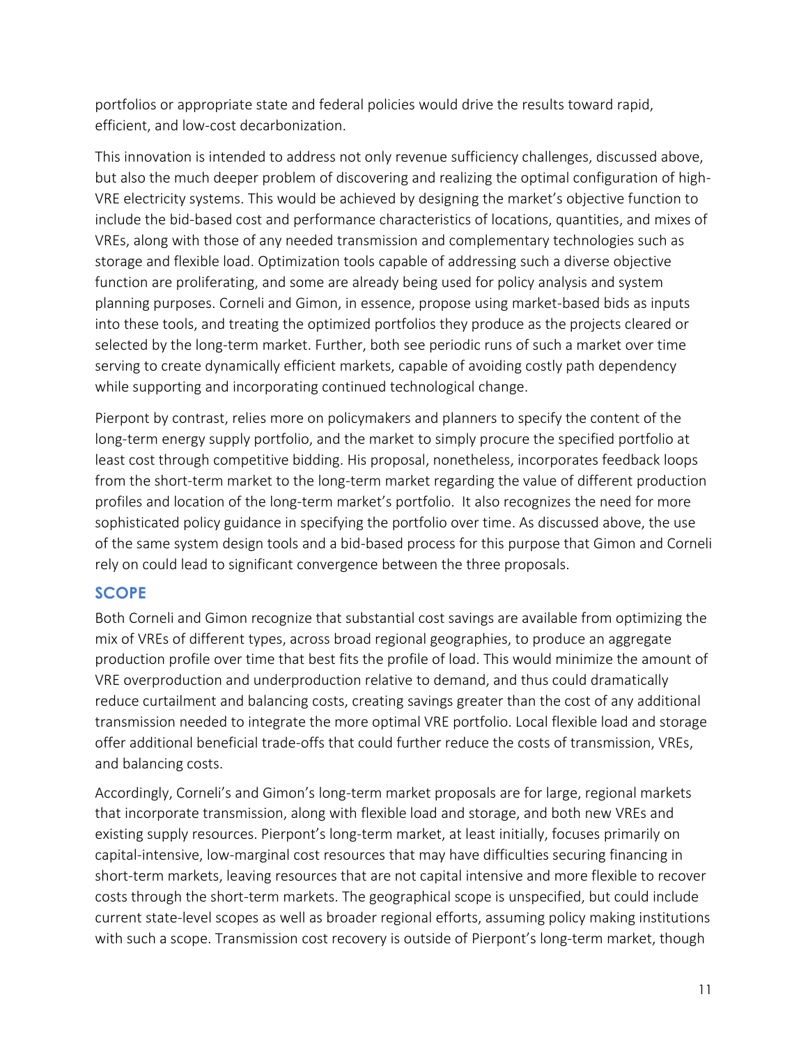portfolios or appropriate state and federal policies would drive the results toward rapid, efficient, and low-cost decarbonization.

This innovation is intended to address not only revenue sufficiency challenges, discussed above, but also the much deeper problem of discovering and realizing the optimal configuration of high-VRE electricity systems. This would be achieved by designing the market's objective function to include the bid-based cost and performance characteristics of locations, quantities, and mixes of VREs, along with those of any needed transmission and complementary technologies such as storage and flexible load. Optimization tools capable of addressing such a diverse objective function are proliferating, and some are already being used for policy analysis and system planning purposes. Corneli and Gimon, in essence, propose using market-based bids as inputs into these tools, and treating the optimized portfolios they produce as the projects cleared or selected by the long-term market. Further, both see periodic runs of such a market over time serving to create dynamically efficient markets, capable of avoiding costly path dependency while supporting and incorporating continued technological change.

Pierpont by contrast, relies more on policymakers and planners to specify the content of the long-term energy supply portfolio, and the market to simply procure the specified portfolio at least cost through competitive bidding. His proposal, nonetheless, incorporates feedback loops from the short-term market to the long-term market regarding the value of different production profiles and location of the long-term market's portfolio. It also recognizes the need for more sophisticated policy guidance in specifying the portfolio over time. As discussed above, the use of the same system design tools and a bid-based process for this purpose that Gimon and Corneli rely on could lead to significant convergence between the three proposals.

## SCOPE

Both Corneli and Gimon recognize that substantial cost savings are available from optimizing the mix of VREs of different types, across broad regional geographies, to produce an aggregate production profile over time that best fits the profile of load. This would minimize the amount of VRE overproduction and underproduction relative to demand, and thus could dramatically reduce curtailment and balancing costs, creating savings greater than the cost of any additional transmission needed to integrate the more optimal VRE portfolio. Local flexible load and storage offer additional beneficial trade-offs that could further reduce the costs of transmission, VREs, and balancing costs.

Accordingly, Corneli's and Gimon's long-term market proposals are for large, regional markets that incorporate transmission, along with flexible load and storage, and both new VREs and existing supply resources. Pierpont's long-term market, at least initially, focuses primarily on capital-intensive, low-marginal cost resources that may have difficulties securing financing in short-term markets, leaving resources that are not capital intensive and more flexible to recover costs through the short-term markets. The geographical scope is unspecified, but could include current state-level scopes as well as broader regional efforts, assuming policy making institutions with such a scope. Transmission cost recovery is outside of Pierpont's long-term market, though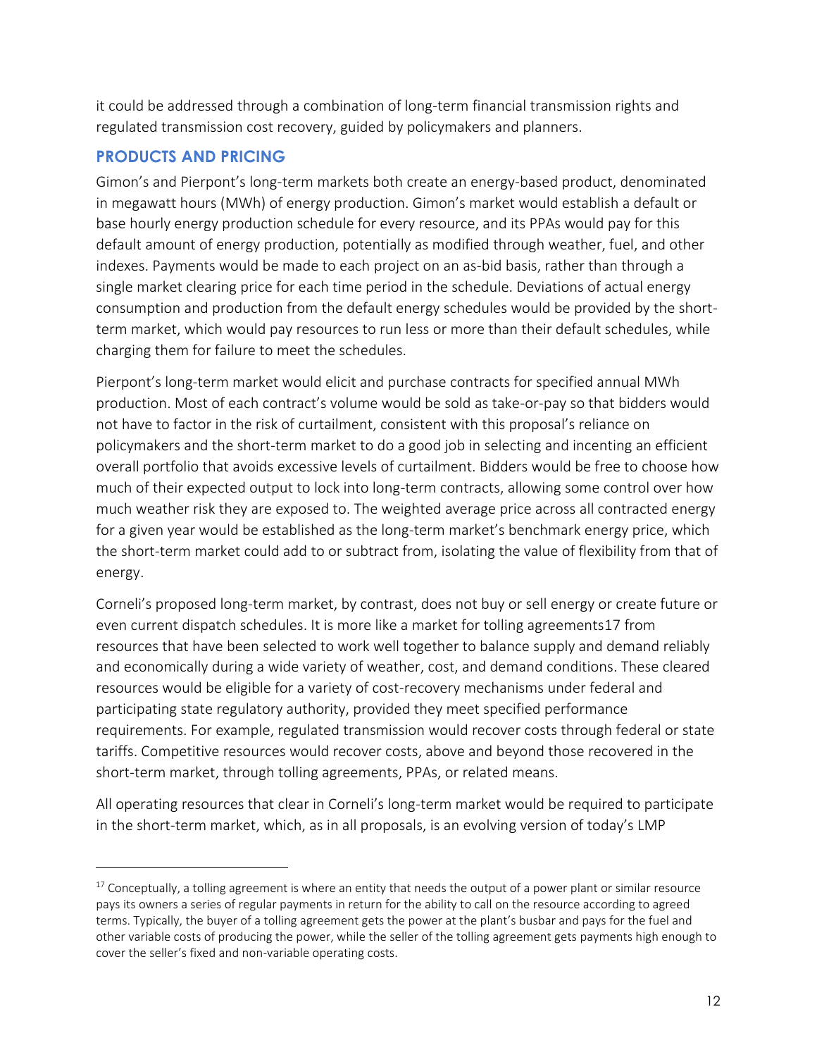it could be addressed through a combination of long-term financial transmission rights and regulated transmission cost recovery, guided by policymakers and planners.

## PRODUCTS AND PRICING

Gimon's and Pierpont's long-term markets both create an energy-based product, denominated in megawatt hours (MWh) of energy production. Gimon's market would establish a default or base hourly energy production schedule for every resource, and its PPAs would pay for this default amount of energy production, potentially as modified through weather, fuel, and other indexes. Payments would be made to each project on an as-bid basis, rather than through a single market clearing price for each time period in the schedule. Deviations of actual energy consumption and production from the default energy schedules would be provided by the short-term market, which would pay resources to run less or more than their default schedules, while charging them for failure to meet the schedules.

Pierpont's long-term market would elicit and purchase contracts for specified annual MWh production. Most of each contract's volume would be sold as take-or-pay so that bidders would not have to factor in the risk of curtailment, consistent with this proposal's reliance on policymakers and the short-term market to do a good job in selecting and incenting an efficient overall portfolio that avoids excessive levels of curtailment. Bidders would be free to choose how much of their expected output to lock into long-term contracts, allowing some control over how much weather risk they are exposed to. The weighted average price across all contracted energy for a given year would be established as the long-term market's benchmark energy price, which the short-term market could add to or subtract from, isolating the value of flexibility from that of energy.

Corneli's proposed long-term market, by contrast, does not buy or sell energy or create future or even current dispatch schedules. It is more like a market for tolling agreements[17] from resources that have been selected to work well together to balance supply and demand reliably and economically during a wide variety of weather, cost, and demand conditions. These cleared resources would be eligible for a variety of cost-recovery mechanisms under federal and participating state regulatory authority, provided they meet specified performance requirements. For example, regulated transmission would recover costs through federal or state tariffs. Competitive resources would recover costs, above and beyond those recovered in the short-term market, through tolling agreements, PPAs, or related means.

All operating resources that clear in Corneli's long-term market would be required to participate in the short-term market, which, as in all proposals, is an evolving version of today's LMP

[17] Conceptually, a tolling agreement is where an entity that needs the output of a power plant or similar resource pays its owners a series of regular payments in return for the ability to call on the resource according to agreed terms. Typically, the buyer of a tolling agreement gets the power at the plant's busbar and pays for the fuel and other variable costs of producing the power, while the seller of the tolling agreement gets payments high enough to cover the seller's fixed and non-variable operating costs.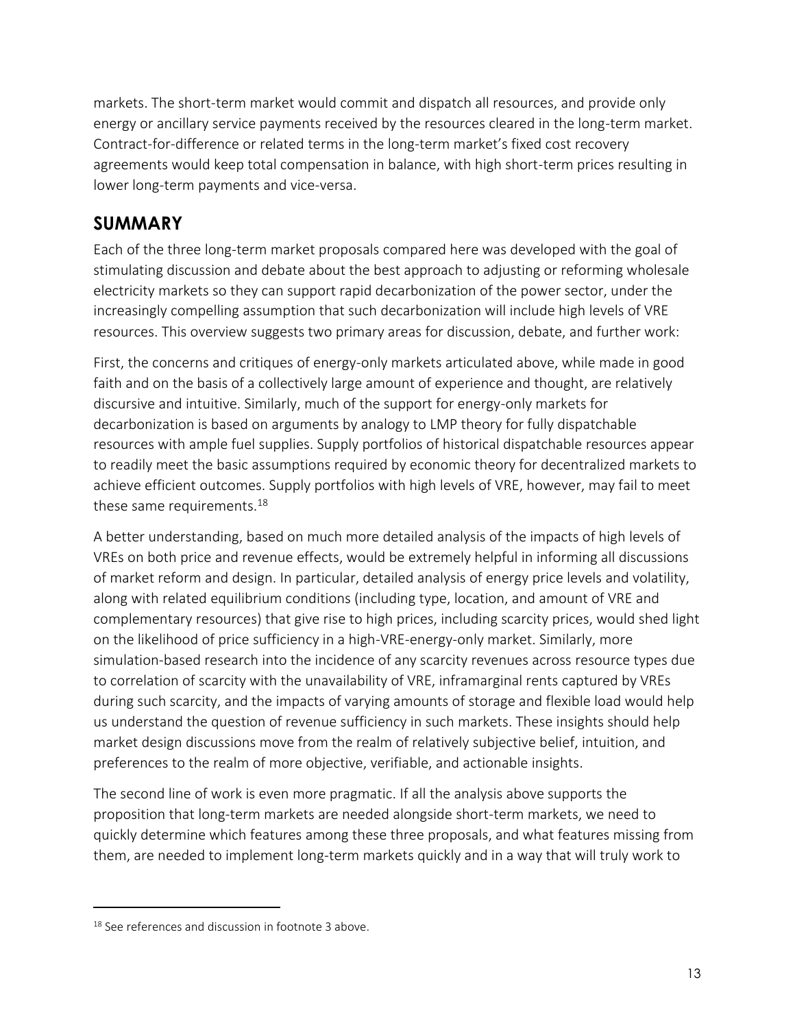markets. The short-term market would commit and dispatch all resources, and provide only energy or ancillary service payments received by the resources cleared in the long-term market. Contract-for-difference or related terms in the long-term market's fixed cost recovery agreements would keep total compensation in balance, with high short-term prices resulting in lower long-term payments and vice-versa.

## SUMMARY

Each of the three long-term market proposals compared here was developed with the goal of stimulating discussion and debate about the best approach to adjusting or reforming wholesale electricity markets so they can support rapid decarbonization of the power sector, under the increasingly compelling assumption that such decarbonization will include high levels of VRE resources. This overview suggests two primary areas for discussion, debate, and further work:

First, the concerns and critiques of energy-only markets articulated above, while made in good faith and on the basis of a collectively large amount of experience and thought, are relatively discursive and intuitive. Similarly, much of the support for energy-only markets for decarbonization is based on arguments by analogy to LMP theory for fully dispatchable resources with ample fuel supplies. Supply portfolios of historical dispatchable resources appear to readily meet the basic assumptions required by economic theory for decentralized markets to achieve efficient outcomes. Supply portfolios with high levels of VRE, however, may fail to meet these same requirements.[18]

A better understanding, based on much more detailed analysis of the impacts of high levels of VREs on both price and revenue effects, would be extremely helpful in informing all discussions of market reform and design. In particular, detailed analysis of energy price levels and volatility, along with related equilibrium conditions (including type, location, and amount of VRE and complementary resources) that give rise to high prices, including scarcity prices, would shed light on the likelihood of price sufficiency in a high-VRE-energy-only market. Similarly, more simulation-based research into the incidence of any scarcity revenues across resource types due to correlation of scarcity with the unavailability of VRE, inframarginal rents captured by VREs during such scarcity, and the impacts of varying amounts of storage and flexible load would help us understand the question of revenue sufficiency in such markets. These insights should help market design discussions move from the realm of relatively subjective belief, intuition, and preferences to the realm of more objective, verifiable, and actionable insights.

The second line of work is even more pragmatic. If all the analysis above supports the proposition that long-term markets are needed alongside short-term markets, we need to quickly determine which features among these three proposals, and what features missing from them, are needed to implement long-term markets quickly and in a way that will truly work to

[18] See references and discussion in footnote 3 above.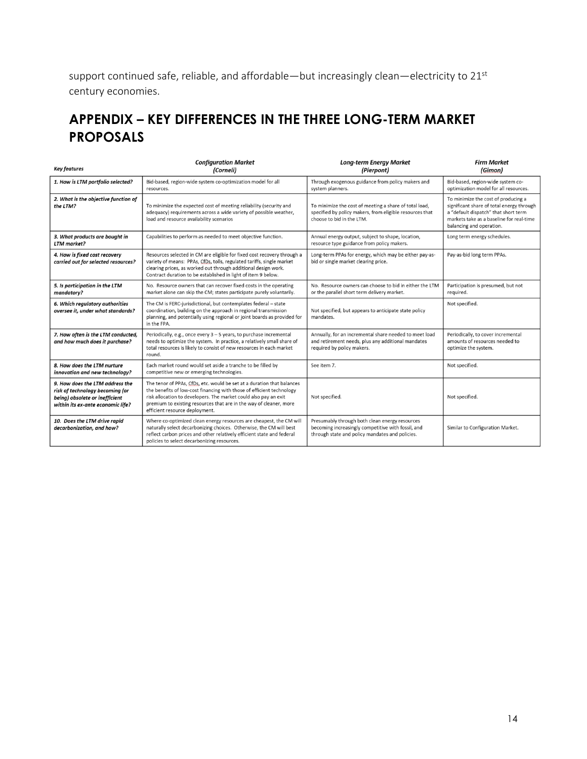support continued safe, reliable, and affordable—but increasingly clean—electricity to 21st century economies.

## APPENDIX – KEY DIFFERENCES IN THE THREE LONG-TERM MARKET PROPOSALS

| *Key features* | *Configuration Market (Corneli)* | *Long-term Energy Market (Pierpont)* | *Firm Market (Gimon)* |
|---|---|---|---|
| *1. How is LTM portfolio selected?* | Bid-based, region-wide system co-optimization model for all resources. | Through exogenous guidance from policy makers and system planners. | Bid-based, region-wide system co-optimization model for all resources. |
| *2. What is the objective function of the LTM?* | To minimize the expected cost of meeting reliability (security and adequacy) requirements across a wide variety of possible weather, load and resource availability scenarios | To minimize the cost of meeting a share of total load, specified by policy makers, from eligible resources that choose to bid in the LTM. | To minimize the cost of producing a significant share of total energy through a "default dispatch" that short term markets take as a baseline for real-time balancing and operation. |
| *3. What products are bought in LTM market?* | Capabilities to perform as needed to meet objective function. | Annual energy output, subject to shape, location, resource type guidance from policy makers. | Long term energy schedules. |
| *4. How is fixed cost recovery carried out for selected resources?* | Resources selected in CM are eligible for fixed cost recovery through a variety of means: PPAs, CfDs, tolls, regulated tariffs, single market clearing prices, as worked out through additional design work. Contract duration to be established in light of item 9 below. | Long-term PPAs for energy, which may be either pay-as-bid or single market clearing price. | Pay-as-bid long term PPAs. |
| *5. Is participation in the LTM mandatory?* | No. Resource owners that can recover fixed costs in the operating market alone can skip the CM; states participate purely voluntarily. | No. Resource owners can choose to bid in either the LTM or the parallel short term delivery market. | Participation is presumed, but not required. |
| *6. Which regulatory authorities oversee it, under what standards?* | The CM is FERC-jurisdictional, but contemplates federal – state coordination, building on the approach in regional transmission planning, and potentially using regional or joint boards as provided for in the FPA. | Not specified, but appears to anticipate state policy mandates. | Not specified. |
| *7. How often is the LTM conducted, and how much does it purchase?* | Periodically, e.g., once every 3 – 5 years, to purchase incremental needs to optimize the system. In practice, a relatively small share of total resources is likely to consist of new resources in each market round. | Annually, for an incremental share needed to meet load and retirement needs, plus any additional mandates required by policy makers. | Periodically, to cover incremental amounts of resources needed to optimize the system. |
| *8. How does the LTM nurture innovation and new technology?* | Each market round would set aside a tranche to be filled by competitive new or emerging technologies. | See item 7. | Not specified. |
| *9. How does the LTM address the risk of technology becoming (or being) obsolete or inefficient within its ex-ante economic life?* | The tenor of PPAs, CfDs, etc. would be set at a duration that balances the benefits of low-cost financing with those of efficient technology risk allocation to developers. The market could also pay an exit premium to existing resources that are in the way of cleaner, more efficient resource deployment. | Not specified. | Not specified. |
| *10. Does the LTM drive rapid decarbonization, and how?* | Where co-optimized clean energy resources are cheapest, the CM will naturally select decarbonizing choices. Otherwise, the CM will best reflect carbon prices and other relatively efficient state and federal policies to select decarbonizing resources. | Presumably through both clean energy resources becoming increasingly competitive with fossil, and through state and policy mandates and policies. | Similar to Configuration Market. |